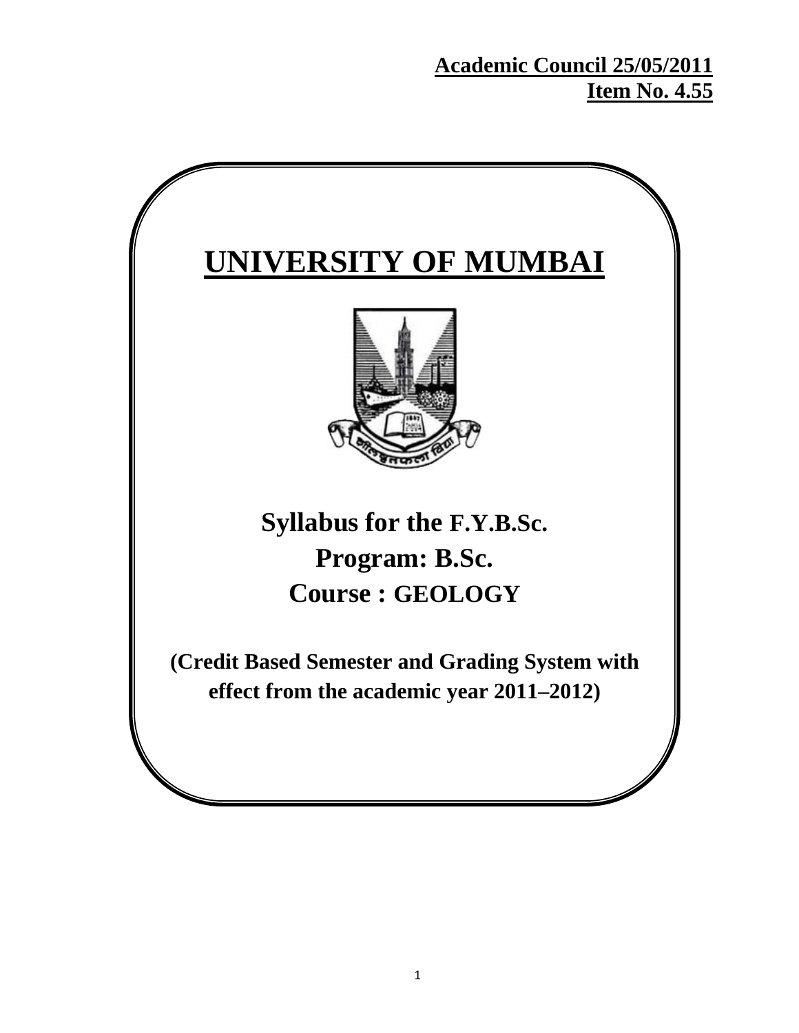**Academic Council 25/05/2011**
**Item No. 4.55**

# UNIVERSITY OF MUMBAI

## Syllabus for the F.Y.B.Sc.
## Program: B.Sc.
## Course : GEOLOGY

**(Credit Based Semester and Grading System with effect from the academic year 2011–2012)**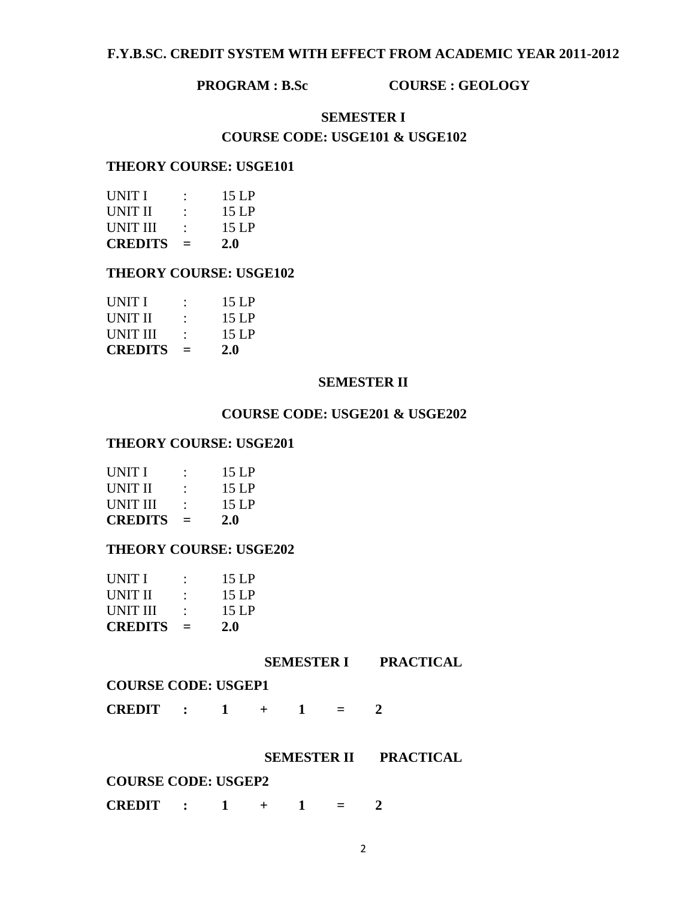**F.Y.B.SC. CREDIT SYSTEM WITH EFFECT FROM ACADEMIC YEAR 2011-2012**

**PROGRAM : B.Sc          COURSE : GEOLOGY**

## SEMESTER I

### COURSE CODE: USGE101 & USGE102

**THEORY COURSE: USGE101**

UNIT I : 15 LP
UNIT II : 15 LP
UNIT III : 15 LP
**CREDITS = 2.0**

**THEORY COURSE: USGE102**

UNIT I : 15 LP
UNIT II : 15 LP
UNIT III : 15 LP
**CREDITS = 2.0**

## SEMESTER II

### COURSE CODE: USGE201 & USGE202

**THEORY COURSE: USGE201**

UNIT I : 15 LP
UNIT II : 15 LP
UNIT III : 15 LP
**CREDITS = 2.0**

**THEORY COURSE: USGE202**

UNIT I : 15 LP
UNIT II : 15 LP
UNIT III : 15 LP
**CREDITS = 2.0**

## SEMESTER I PRACTICAL

**COURSE CODE: USGEP1**

**CREDIT : 1 + 1 = 2**

## SEMESTER II PRACTICAL

**COURSE CODE: USGEP2**

**CREDIT : 1 + 1 = 2**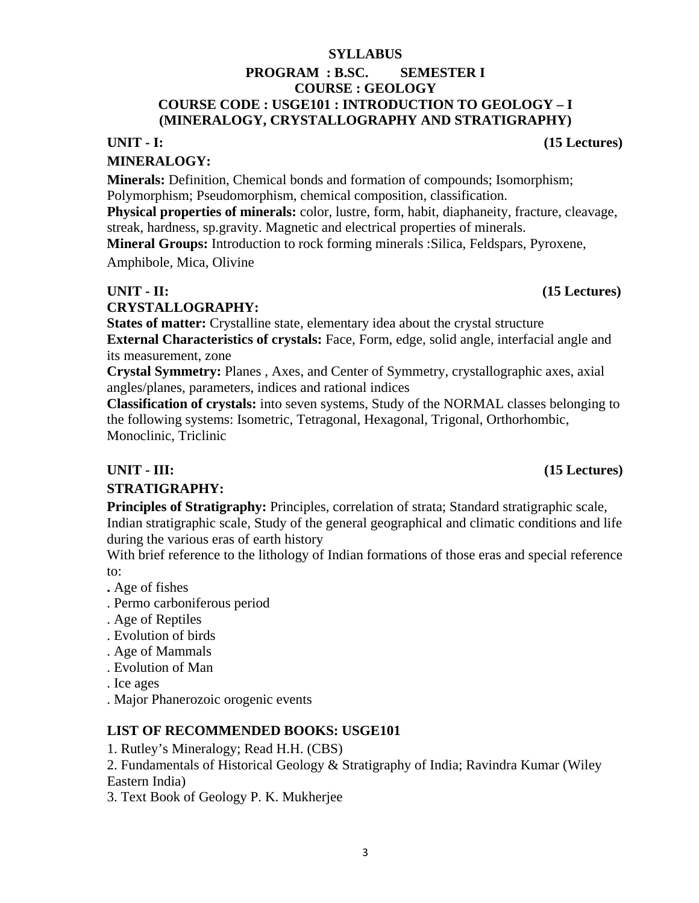# SYLLABUS

## PROGRAM : B.SC. SEMESTER I

## COURSE : GEOLOGY

## COURSE CODE : USGE101 : INTRODUCTION TO GEOLOGY – I (MINERALOGY, CRYSTALLOGRAPHY AND STRATIGRAPHY)

### UNIT - I: (15 Lectures)

### MINERALOGY:

**Minerals:** Definition, Chemical bonds and formation of compounds; Isomorphism; Polymorphism; Pseudomorphism, chemical composition, classification.

**Physical properties of minerals:** color, lustre, form, habit, diaphaneity, fracture, cleavage, streak, hardness, sp.gravity. Magnetic and electrical properties of minerals.

**Mineral Groups:** Introduction to rock forming minerals :Silica, Feldspars, Pyroxene, Amphibole, Mica, Olivine

### UNIT - II: (15 Lectures)

### CRYSTALLOGRAPHY:

**States of matter:** Crystalline state, elementary idea about the crystal structure

**External Characteristics of crystals:** Face, Form, edge, solid angle, interfacial angle and its measurement, zone

**Crystal Symmetry:** Planes , Axes, and Center of Symmetry, crystallographic axes, axial angles/planes, parameters, indices and rational indices

**Classification of crystals:** into seven systems, Study of the NORMAL classes belonging to the following systems: Isometric, Tetragonal, Hexagonal, Trigonal, Orthorhombic, Monoclinic, Triclinic

### UNIT - III: (15 Lectures)

### STRATIGRAPHY:

**Principles of Stratigraphy:** Principles, correlation of strata; Standard stratigraphic scale, Indian stratigraphic scale, Study of the general geographical and climatic conditions and life during the various eras of earth history

With brief reference to the lithology of Indian formations of those eras and special reference to:

- Age of fishes
- Permo carboniferous period
- Age of Reptiles
- Evolution of birds
- Age of Mammals
- Evolution of Man
- Ice ages
- Major Phanerozoic orogenic events

### LIST OF RECOMMENDED BOOKS: USGE101

1. Rutley's Mineralogy; Read H.H. (CBS)
2. Fundamentals of Historical Geology & Stratigraphy of India; Ravindra Kumar (Wiley Eastern India)
3. Text Book of Geology P. K. Mukherjee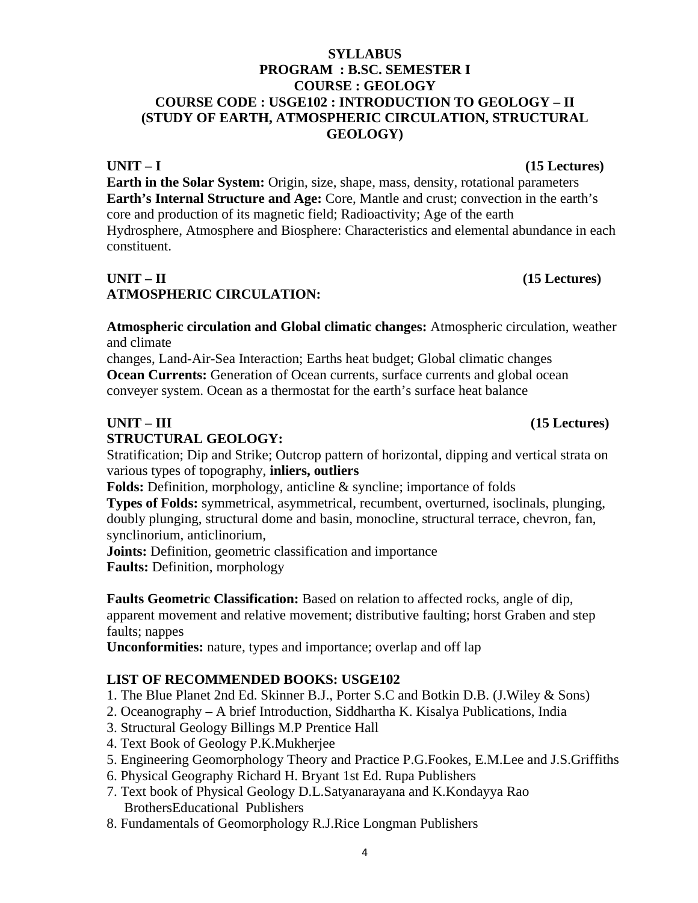**SYLLABUS**
**PROGRAM : B.SC. SEMESTER I**
**COURSE : GEOLOGY**
**COURSE CODE : USGE102 : INTRODUCTION TO GEOLOGY – II**
**(STUDY OF EARTH, ATMOSPHERIC CIRCULATION, STRUCTURAL GEOLOGY)**

**UNIT – I** **(15 Lectures)**

**Earth in the Solar System:** Origin, size, shape, mass, density, rotational parameters
**Earth's Internal Structure and Age:** Core, Mantle and crust; convection in the earth's core and production of its magnetic field; Radioactivity; Age of the earth
Hydrosphere, Atmosphere and Biosphere: Characteristics and elemental abundance in each constituent.

**UNIT – II** **(15 Lectures)**
**ATMOSPHERIC CIRCULATION:**

**Atmospheric circulation and Global climatic changes:** Atmospheric circulation, weather and climate
changes, Land-Air-Sea Interaction; Earths heat budget; Global climatic changes
**Ocean Currents:** Generation of Ocean currents, surface currents and global ocean conveyer system. Ocean as a thermostat for the earth's surface heat balance

**UNIT – III** **(15 Lectures)**
**STRUCTURAL GEOLOGY:**

Stratification; Dip and Strike; Outcrop pattern of horizontal, dipping and vertical strata on various types of topography, **inliers, outliers**
**Folds:** Definition, morphology, anticline & syncline; importance of folds
**Types of Folds:** symmetrical, asymmetrical, recumbent, overturned, isoclinals, plunging, doubly plunging, structural dome and basin, monocline, structural terrace, chevron, fan, synclinorium, anticlinorium,
**Joints:** Definition, geometric classification and importance
**Faults:** Definition, morphology

**Faults Geometric Classification:** Based on relation to affected rocks, angle of dip, apparent movement and relative movement; distributive faulting; horst Graben and step faults; nappes
**Unconformities:** nature, types and importance; overlap and off lap

**LIST OF RECOMMENDED BOOKS: USGE102**

1. The Blue Planet 2nd Ed. Skinner B.J., Porter S.C and Botkin D.B. (J.Wiley & Sons)
2. Oceanography – A brief Introduction, Siddhartha K. Kisalya Publications, India
3. Structural Geology Billings M.P Prentice Hall
4. Text Book of Geology P.K.Mukherjee
5. Engineering Geomorphology Theory and Practice P.G.Fookes, E.M.Lee and J.S.Griffiths
6. Physical Geography Richard H. Bryant 1st Ed. Rupa Publishers
7. Text book of Physical Geology D.L.Satyanarayana and K.Kondayya Rao BrothersEducational Publishers
8. Fundamentals of Geomorphology R.J.Rice Longman Publishers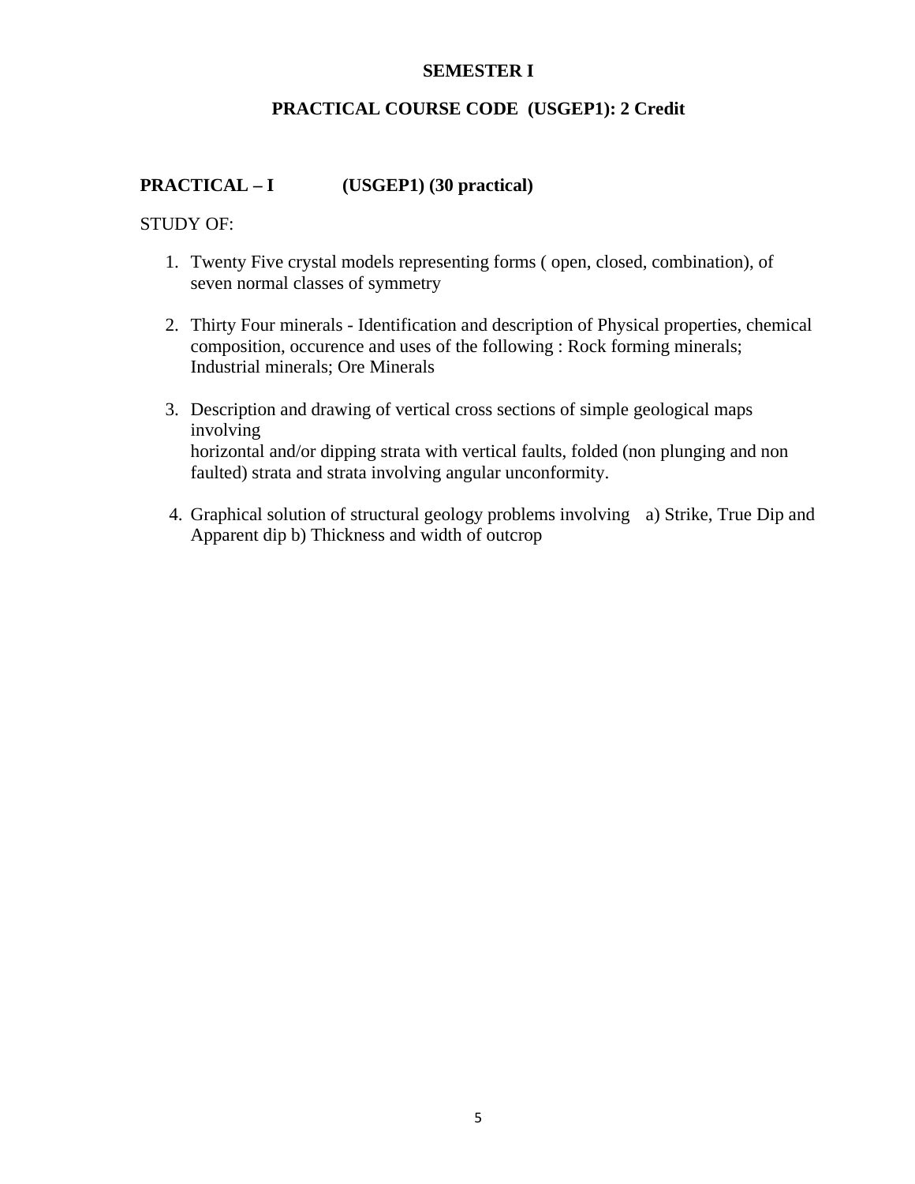**SEMESTER I**

**PRACTICAL COURSE CODE (USGEP1): 2 Credit**

**PRACTICAL – I (USGEP1) (30 practical)**

STUDY OF:

1. Twenty Five crystal models representing forms ( open, closed, combination), of seven normal classes of symmetry

2. Thirty Four minerals - Identification and description of Physical properties, chemical composition, occurence and uses of the following : Rock forming minerals; Industrial minerals; Ore Minerals

3. Description and drawing of vertical cross sections of simple geological maps involving
   horizontal and/or dipping strata with vertical faults, folded (non plunging and non faulted) strata and strata involving angular unconformity.

4. Graphical solution of structural geology problems involving a) Strike, True Dip and Apparent dip b) Thickness and width of outcrop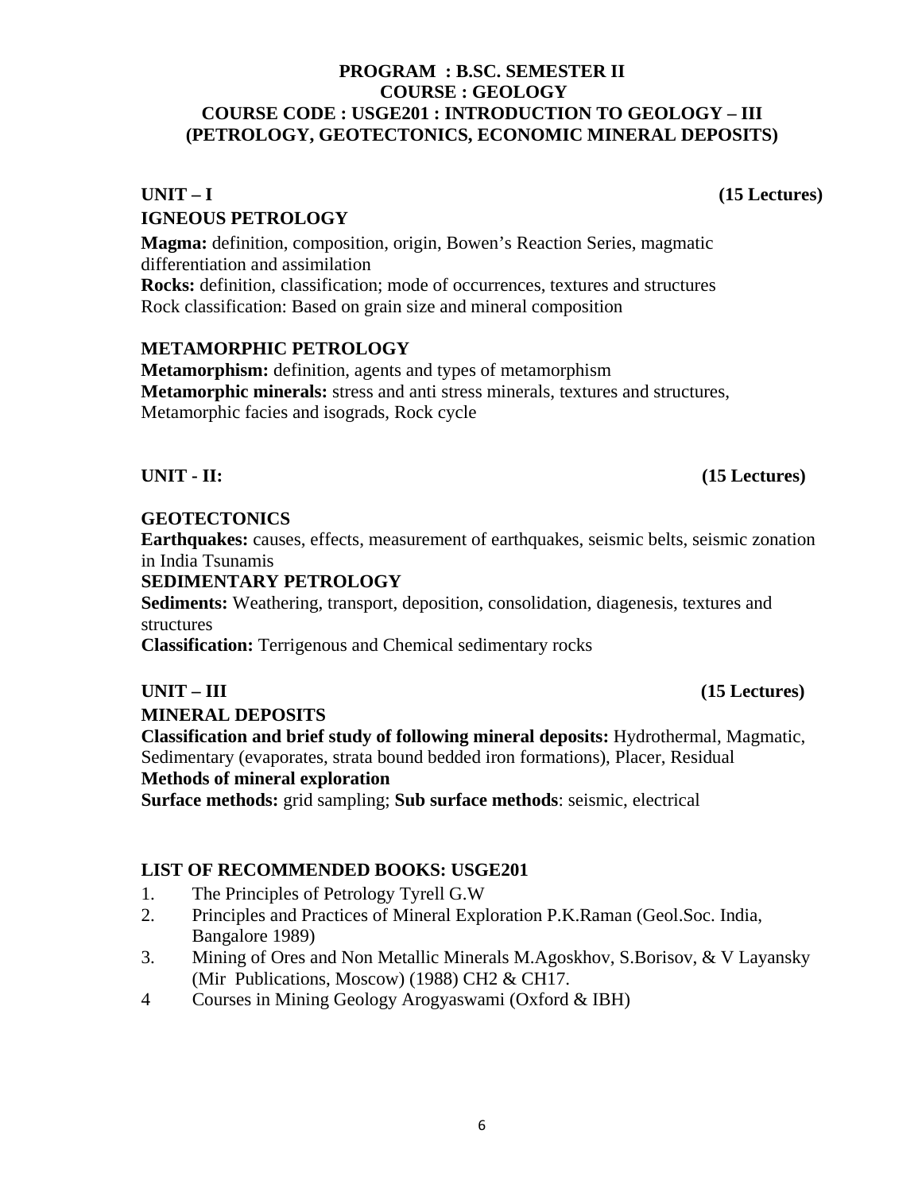**PROGRAM : B.SC. SEMESTER II**
**COURSE : GEOLOGY**
**COURSE CODE : USGE201 : INTRODUCTION TO GEOLOGY – III**
**(PETROLOGY, GEOTECTONICS, ECONOMIC MINERAL DEPOSITS)**

## UNIT – I (15 Lectures)

### IGNEOUS PETROLOGY

**Magma:** definition, composition, origin, Bowen's Reaction Series, magmatic differentiation and assimilation
**Rocks:** definition, classification; mode of occurrences, textures and structures
Rock classification: Based on grain size and mineral composition

### METAMORPHIC PETROLOGY

**Metamorphism:** definition, agents and types of metamorphism
**Metamorphic minerals:** stress and anti stress minerals, textures and structures, Metamorphic facies and isograds, Rock cycle

## UNIT - II: (15 Lectures)

### GEOTECTONICS

**Earthquakes:** causes, effects, measurement of earthquakes, seismic belts, seismic zonation in India Tsunamis

### SEDIMENTARY PETROLOGY

**Sediments:** Weathering, transport, deposition, consolidation, diagenesis, textures and structures
**Classification:** Terrigenous and Chemical sedimentary rocks

## UNIT – III (15 Lectures)

### MINERAL DEPOSITS

**Classification and brief study of following mineral deposits:** Hydrothermal, Magmatic, Sedimentary (evaporates, strata bound bedded iron formations), Placer, Residual
**Methods of mineral exploration**
**Surface methods:** grid sampling; **Sub surface methods**: seismic, electrical

### LIST OF RECOMMENDED BOOKS: USGE201

1. The Principles of Petrology Tyrell G.W
2. Principles and Practices of Mineral Exploration P.K.Raman (Geol.Soc. India, Bangalore 1989)
3. Mining of Ores and Non Metallic Minerals M.Agoskhov, S.Borisov, & V Layansky (Mir Publications, Moscow) (1988) CH2 & CH17.
4. Courses in Mining Geology Arogyaswami (Oxford & IBH)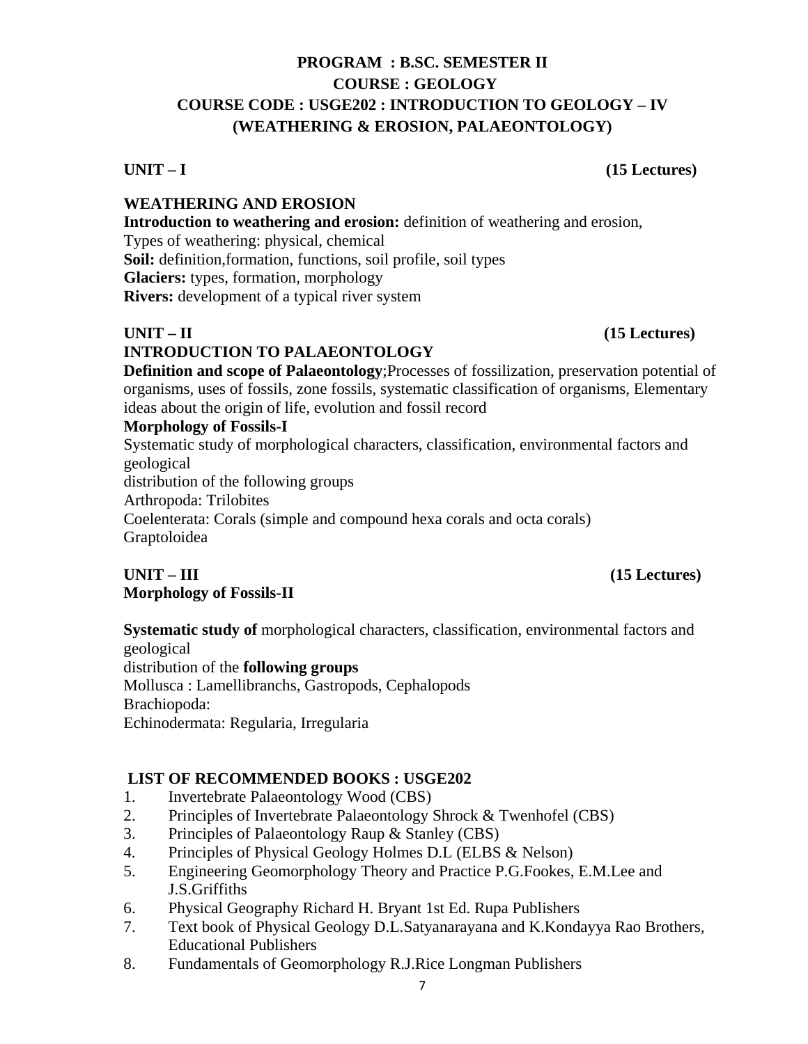# PROGRAM : B.SC. SEMESTER II
# COURSE : GEOLOGY
# COURSE CODE : USGE202 : INTRODUCTION TO GEOLOGY – IV
# (WEATHERING & EROSION, PALAEONTOLOGY)

**UNIT – I** **(15 Lectures)**

**WEATHERING AND EROSION**

**Introduction to weathering and erosion:** definition of weathering and erosion,
Types of weathering: physical, chemical
**Soil:** definition,formation, functions, soil profile, soil types
**Glaciers:** types, formation, morphology
**Rivers:** development of a typical river system

**UNIT – II** **(15 Lectures)**

**INTRODUCTION TO PALAEONTOLOGY**

**Definition and scope of Palaeontology**;Processes of fossilization, preservation potential of organisms, uses of fossils, zone fossils, systematic classification of organisms, Elementary ideas about the origin of life, evolution and fossil record

**Morphology of Fossils-I**

Systematic study of morphological characters, classification, environmental factors and geological
distribution of the following groups
Arthropoda: Trilobites
Coelenterata: Corals (simple and compound hexa corals and octa corals)
Graptoloidea

**UNIT – III** **(15 Lectures)**

**Morphology of Fossils-II**

**Systematic study of** morphological characters, classification, environmental factors and geological
distribution of the **following groups**
Mollusca : Lamellibranchs, Gastropods, Cephalopods
Brachiopoda:
Echinodermata: Regularia, Irregularia

**LIST OF RECOMMENDED BOOKS : USGE202**

1. Invertebrate Palaeontology Wood (CBS)
2. Principles of Invertebrate Palaeontology Shrock & Twenhofel (CBS)
3. Principles of Palaeontology Raup & Stanley (CBS)
4. Principles of Physical Geology Holmes D.L (ELBS & Nelson)
5. Engineering Geomorphology Theory and Practice P.G.Fookes, E.M.Lee and J.S.Griffiths
6. Physical Geography Richard H. Bryant 1st Ed. Rupa Publishers
7. Text book of Physical Geology D.L.Satyanarayana and K.Kondayya Rao Brothers, Educational Publishers
8. Fundamentals of Geomorphology R.J.Rice Longman Publishers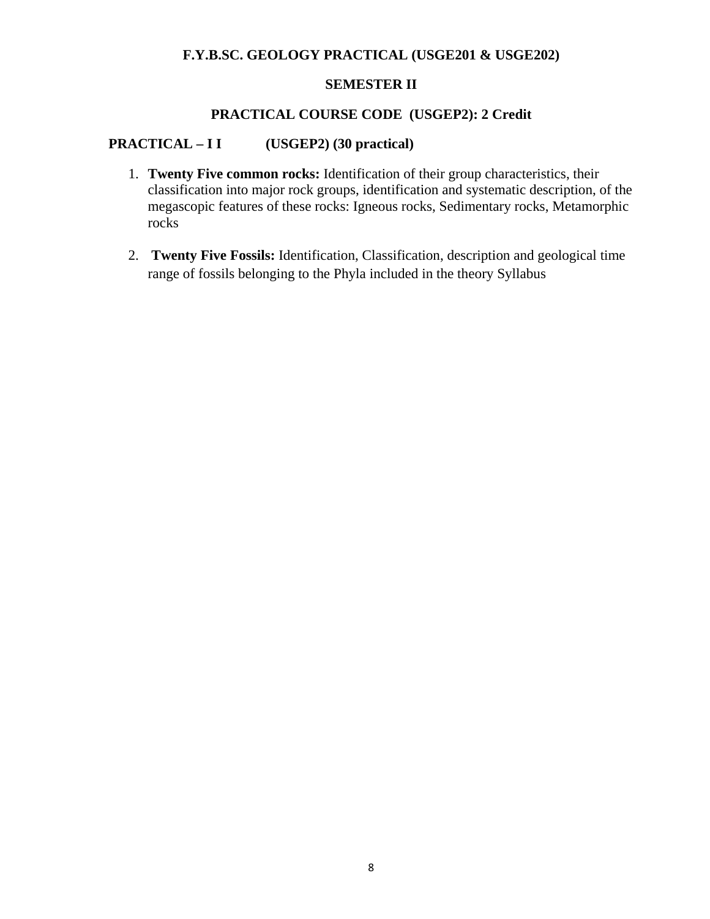**F.Y.B.SC. GEOLOGY PRACTICAL (USGE201 & USGE202)**

**SEMESTER II**

**PRACTICAL COURSE CODE (USGEP2): 2 Credit**

**PRACTICAL – I I (USGEP2) (30 practical)**

1. **Twenty Five common rocks:** Identification of their group characteristics, their classification into major rock groups, identification and systematic description, of the megascopic features of these rocks: Igneous rocks, Sedimentary rocks, Metamorphic rocks

2. **Twenty Five Fossils:** Identification, Classification, description and geological time range of fossils belonging to the Phyla included in the theory Syllabus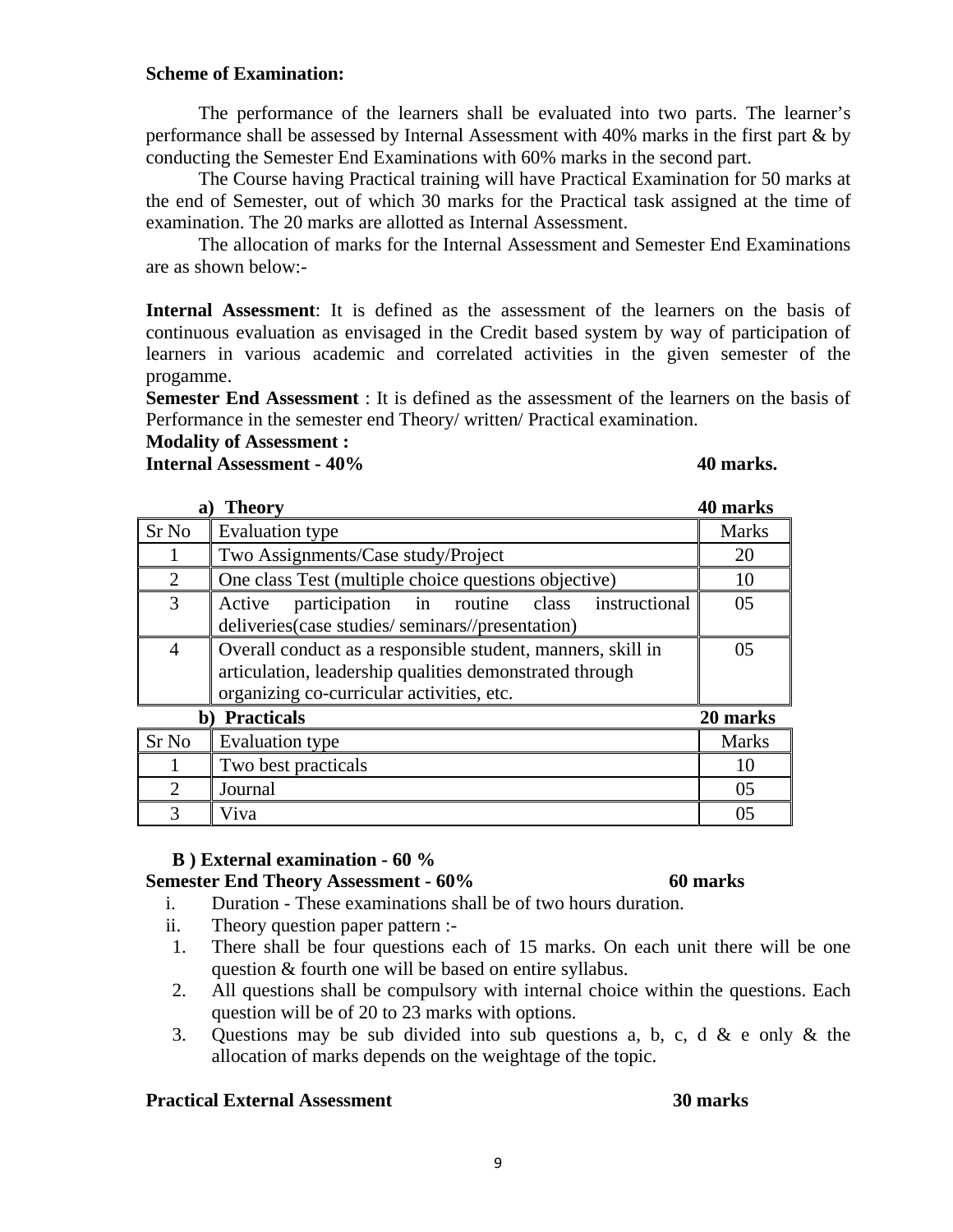**Scheme of Examination:**

The performance of the learners shall be evaluated into two parts. The learner's performance shall be assessed by Internal Assessment with 40% marks in the first part & by conducting the Semester End Examinations with 60% marks in the second part.

The Course having Practical training will have Practical Examination for 50 marks at the end of Semester, out of which 30 marks for the Practical task assigned at the time of examination. The 20 marks are allotted as Internal Assessment.

The allocation of marks for the Internal Assessment and Semester End Examinations are as shown below:-

**Internal Assessment**: It is defined as the assessment of the learners on the basis of continuous evaluation as envisaged in the Credit based system by way of participation of learners in various academic and correlated activities in the given semester of the progamme.

**Semester End Assessment** : It is defined as the assessment of the learners on the basis of Performance in the semester end Theory/ written/ Practical examination.

**Modality of Assessment :**

**Internal Assessment - 40%** **40 marks.**

**a) Theory** **40 marks**

| Sr No | Evaluation type | Marks |
|---|---|---|
| 1 | Two Assignments/Case study/Project | 20 |
| 2 | One class Test (multiple choice questions objective) | 10 |
| 3 | Active participation in routine class instructional deliveries(case studies/ seminars//presentation) | 05 |
| 4 | Overall conduct as a responsible student, manners, skill in articulation, leadership qualities demonstrated through organizing co-curricular activities, etc. | 05 |

**b) Practicals** **20 marks**

| Sr No | Evaluation type | Marks |
|---|---|---|
| 1 | Two best practicals | 10 |
| 2 | Journal | 05 |
| 3 | Viva | 05 |

**B ) External examination - 60 %**

**Semester End Theory Assessment - 60%** **60 marks**

i. Duration - These examinations shall be of two hours duration.
ii. Theory question paper pattern :-
  1. There shall be four questions each of 15 marks. On each unit there will be one question & fourth one will be based on entire syllabus.
  2. All questions shall be compulsory with internal choice within the questions. Each question will be of 20 to 23 marks with options.
  3. Questions may be sub divided into sub questions a, b, c, d & e only & the allocation of marks depends on the weightage of the topic.

**Practical External Assessment** **30 marks**